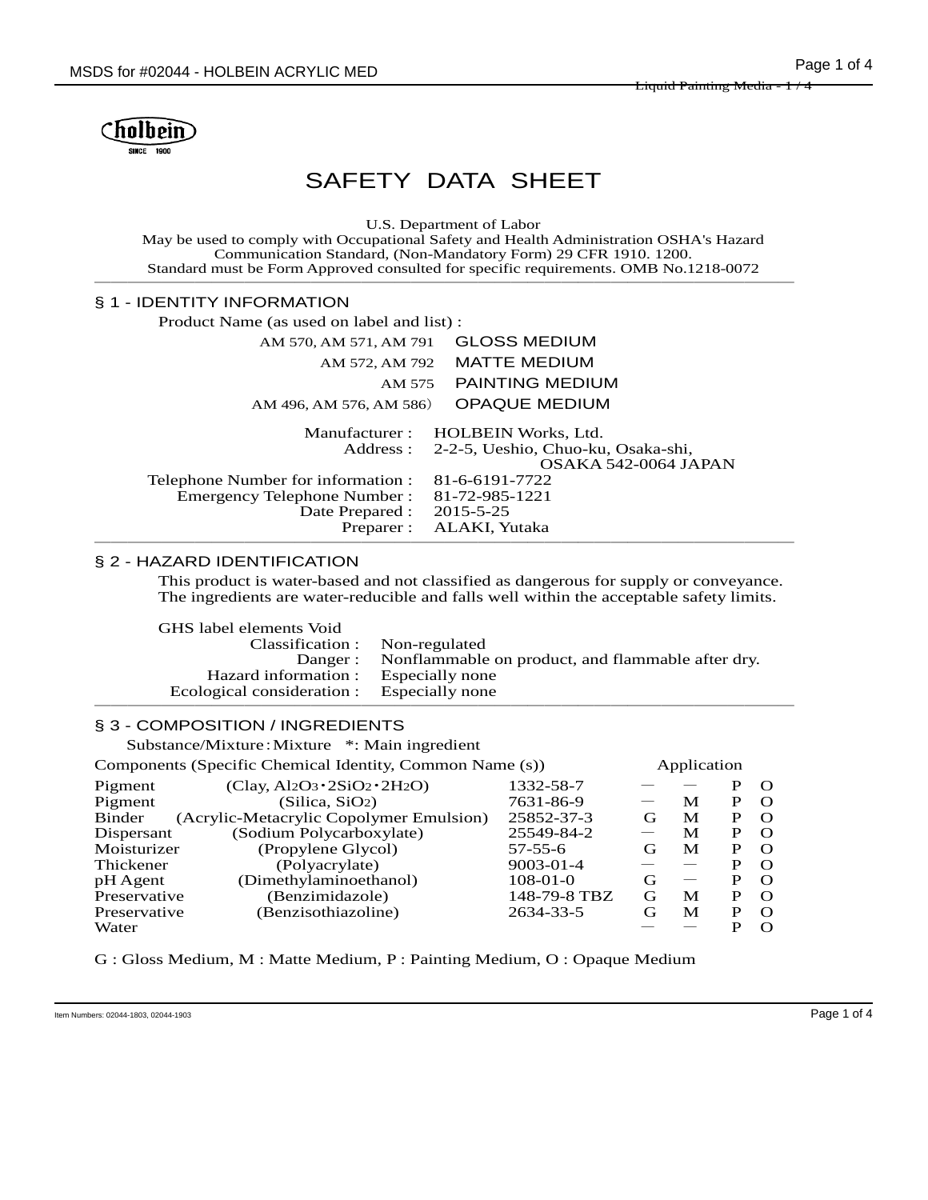holbein
SINCE 1900

# SAFETY DATA SHEET

U.S. Department of Labor
May be used to comply with Occupational Safety and Health Administration OSHA's Hazard Communication Standard, (Non-Mandatory Form) 29 CFR 1910. 1200.
Standard must be Form Approved consulted for specific requirements. OMB No.1218-0072

## § 1 - IDENTITY INFORMATION

Product Name (as used on label and list) :

| | |
|---|---|
| AM 570, AM 571, AM 791 | GLOSS MEDIUM |
| AM 572, AM 792 | MATTE MEDIUM |
| AM 575 | PAINTING MEDIUM |
| AM 496, AM 576, AM 586） | OPAQUE MEDIUM |

| | |
|---|---|
| Manufacturer : | HOLBEIN Works, Ltd. |
| Address : | 2-2-5, Ueshio, Chuo-ku, Osaka-shi, OSAKA 542-0064 JAPAN |
| Telephone Number for information : | 81-6-6191-7722 |
| Emergency Telephone Number : | 81-72-985-1221 |
| Date Prepared : | 2015-5-25 |
| Preparer : | ALAKI, Yutaka |

## § 2 - HAZARD IDENTIFICATION

This product is water-based and not classified as dangerous for supply or conveyance. The ingredients are water-reducible and falls well within the acceptable safety limits.

GHS label elements Void

| | |
|---|---|
| Classification : | Non-regulated |
| Danger : | Nonflammable on product, and flammable after dry. |
| Hazard information : | Especially none |
| Ecological consideration : | Especially none |

## § 3 - COMPOSITION / INGREDIENTS

Substance/Mixture：Mixture　*: Main ingredient

| Components (Specific Chemical Identity, Common Name (s)) | | CAS | Application | | | |
|---|---|---|---|---|---|---|
| Pigment | (Clay, $Al_2O_3 \cdot 2SiO_2 \cdot 2H_2O$) | 1332-58-7 | — | — | P | O |
| Pigment | (Silica, $SiO_2$) | 7631-86-9 | — | M | P | O |
| Binder | (Acrylic-Metacrylic Copolymer Emulsion) | 25852-37-3 | G | M | P | O |
| Dispersant | (Sodium Polycarboxylate) | 25549-84-2 | — | M | P | O |
| Moisturizer | (Propylene Glycol) | 57-55-6 | G | M | P | O |
| Thickener | (Polyacrylate) | 9003-01-4 | — | — | P | O |
| pH Agent | (Dimethylaminoethanol) | 108-01-0 | G | — | P | O |
| Preservative | (Benzimidazole) | 148-79-8 TBZ | G | M | P | O |
| Preservative | (Benzisothiazoline) | 2634-33-5 | G | M | P | O |
| Water | | | — | — | P | O |

G : Gloss Medium, M : Matte Medium, P : Painting Medium, O : Opaque Medium

Item Numbers: 02044-1803, 02044-1903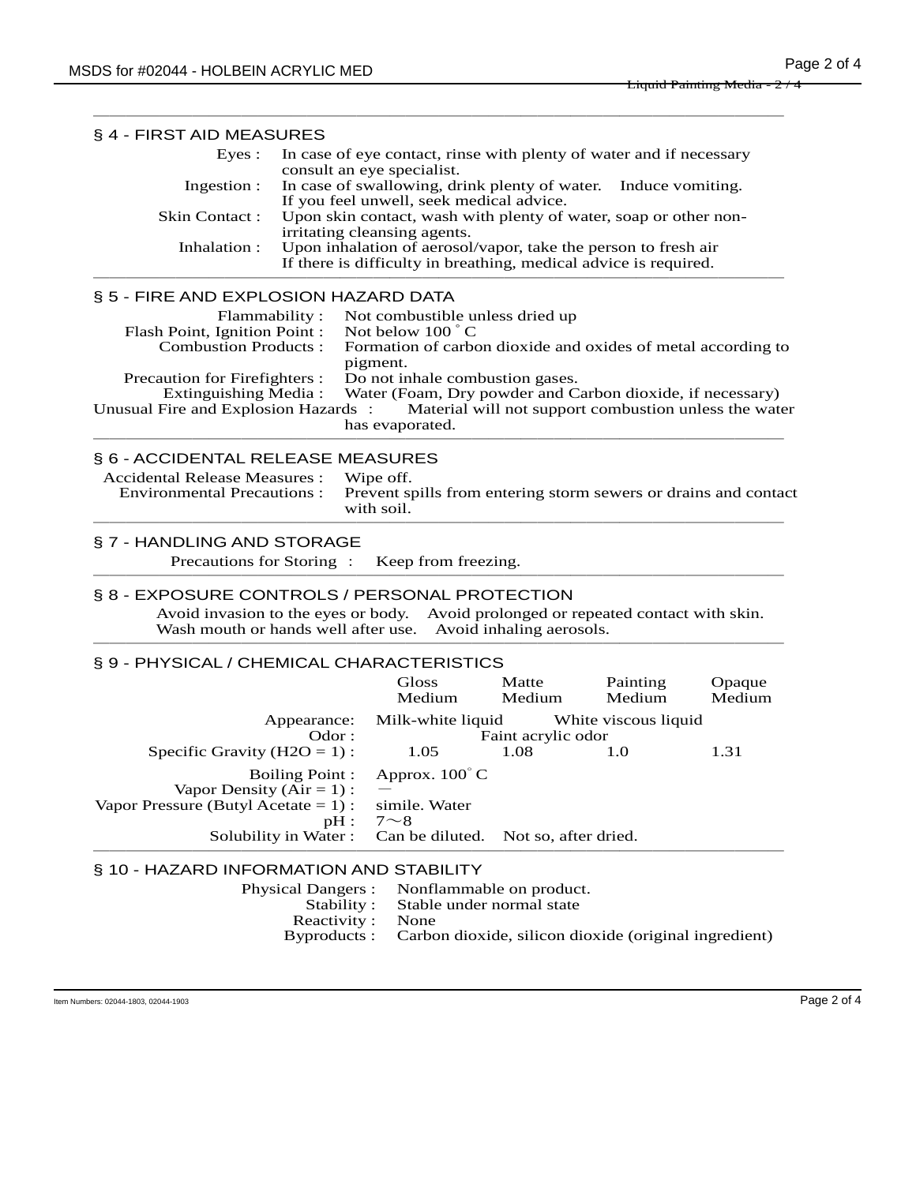## § 4 - FIRST AID MEASURES

Eyes : In case of eye contact, rinse with plenty of water and if necessary consult an eye specialist.

Ingestion : In case of swallowing, drink plenty of water. Induce vomiting. If you feel unwell, seek medical advice.

Skin Contact : Upon skin contact, wash with plenty of water, soap or other non-irritating cleansing agents.

Inhalation : Upon inhalation of aerosol/vapor, take the person to fresh air If there is difficulty in breathing, medical advice is required.

## § 5 - FIRE AND EXPLOSION HAZARD DATA

Flammability : Not combustible unless dried up

Flash Point, Ignition Point : Not below 100 ˚ C

Combustion Products : Formation of carbon dioxide and oxides of metal according to pigment.

Precaution for Firefighters : Do not inhale combustion gases.

Extinguishing Media : Water (Foam, Dry powder and Carbon dioxide, if necessary)

Unusual Fire and Explosion Hazards : Material will not support combustion unless the water has evaporated.

## § 6 - ACCIDENTAL RELEASE MEASURES

Accidental Release Measures : Wipe off.

Environmental Precautions : Prevent spills from entering storm sewers or drains and contact with soil.

## § 7 - HANDLING AND STORAGE

Precautions for Storing : Keep from freezing.

## § 8 - EXPOSURE CONTROLS / PERSONAL PROTECTION

Avoid invasion to the eyes or body. Avoid prolonged or repeated contact with skin. Wash mouth or hands well after use. Avoid inhaling aerosols.

## § 9 - PHYSICAL / CHEMICAL CHARACTERISTICS

| | Gloss Medium | Matte Medium | Painting Medium | Opaque Medium |
|---|---|---|---|---|
| Appearance: | Milk-white liquid | | White viscous liquid | |
| Odor : | | Faint acrylic odor | | |
| Specific Gravity ($H_2O$ = 1) : | 1.05 | 1.08 | 1.0 | 1.31 |
| Boiling Point : | Approx. 100˚ C | | | |
| Vapor Density (Air = 1) : | — | | | |
| Vapor Pressure (Butyl Acetate = 1) : | simile. Water | | | |
| pH : | 7～8 | | | |
| Solubility in Water : | Can be diluted. | Not so, after dried. | | |

## § 10 - HAZARD INFORMATION AND STABILITY

Physical Dangers : Nonflammable on product.

Stability : Stable under normal state

Reactivity : None

Byproducts : Carbon dioxide, silicon dioxide (original ingredient)

Item Numbers: 02044-1803, 02044-1903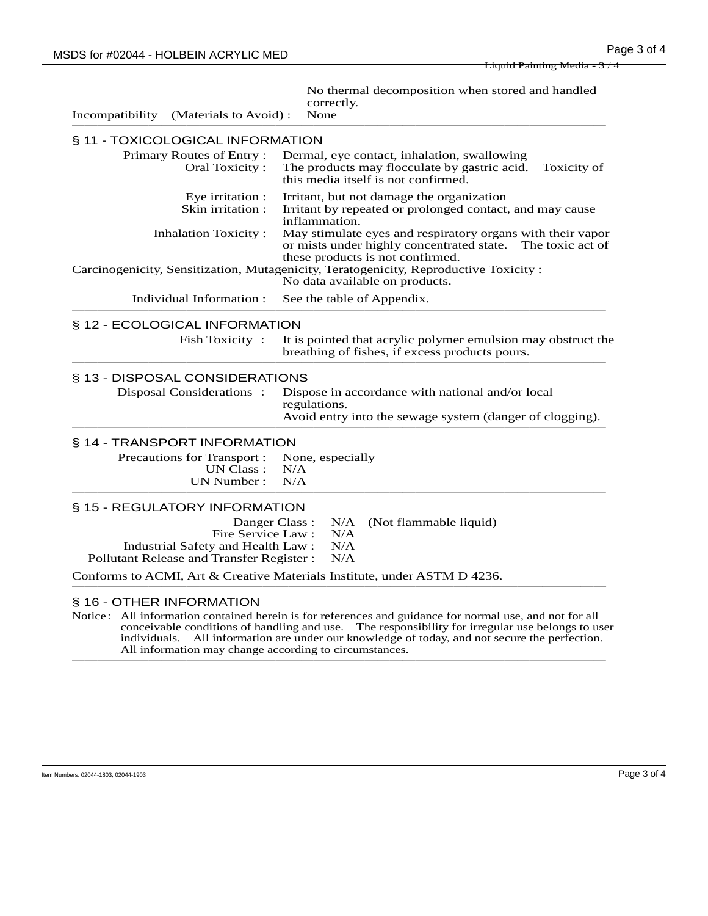No thermal decomposition when stored and handled correctly.

Incompatibility (Materials to Avoid) : None

## § 11 - TOXICOLOGICAL INFORMATION

Primary Routes of Entry : Dermal, eye contact, inhalation, swallowing

Oral Toxicity : The products may flocculate by gastric acid. Toxicity of this media itself is not confirmed.

Eye irritation : Irritant, but not damage the organization

Skin irritation : Irritant by repeated or prolonged contact, and may cause inflammation.

Inhalation Toxicity : May stimulate eyes and respiratory organs with their vapor or mists under highly concentrated state. The toxic act of these products is not confirmed.

Carcinogenicity, Sensitization, Mutagenicity, Teratogenicity, Reproductive Toxicity : No data available on products.

Individual Information : See the table of Appendix.

## § 12 - ECOLOGICAL INFORMATION

Fish Toxicity : It is pointed that acrylic polymer emulsion may obstruct the breathing of fishes, if excess products pours.

## § 13 - DISPOSAL CONSIDERATIONS

Disposal Considerations : Dispose in accordance with national and/or local regulations.
Avoid entry into the sewage system (danger of clogging).

## § 14 - TRANSPORT INFORMATION

Precautions for Transport : None, especially

UN Class : N/A

UN Number : N/A

## § 15 - REGULATORY INFORMATION

Danger Class : N/A (Not flammable liquid)

Fire Service Law : N/A

Industrial Safety and Health Law : N/A

Pollutant Release and Transfer Register : N/A

Conforms to ACMI, Art & Creative Materials Institute, under ASTM D 4236.

## § 16 - OTHER INFORMATION

Notice : All information contained herein is for references and guidance for normal use, and not for all conceivable conditions of handling and use. The responsibility for irregular use belongs to user individuals. All information are under our knowledge of today, and not secure the perfection. All information may change according to circumstances.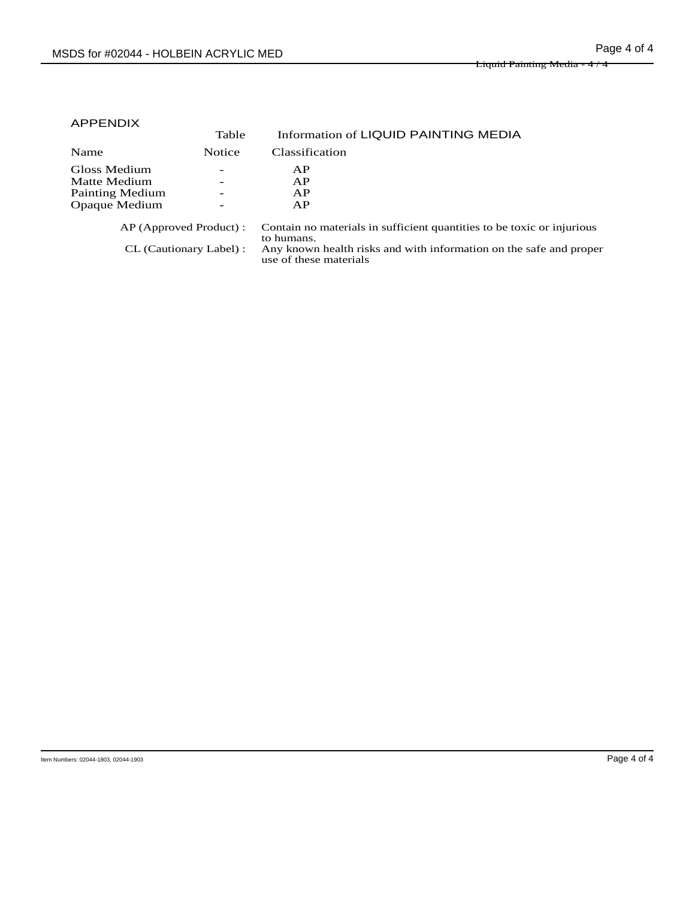## APPENDIX

Table Information of LIQUID PAINTING MEDIA

| Name | Notice | Classification |
|---|---|---|
| Gloss Medium | - | AP |
| Matte Medium | - | AP |
| Painting Medium | - | AP |
| Opaque Medium | - | AP |

AP (Approved Product) : Contain no materials in sufficient quantities to be toxic or injurious to humans.

CL (Cautionary Label) : Any known health risks and with information on the safe and proper use of these materials